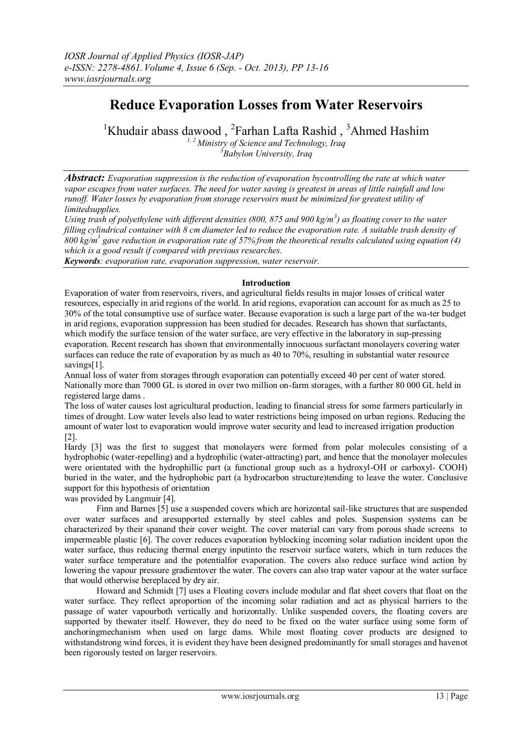# Reduce Evaporation Losses from Water Reservoirs

[1]Khudair abass dawood , [2]Farhan Lafta Rashid , [3]Ahmed Hashim

[1, 2] *Ministry of Science and Technology, Iraq*
[3] *Babylon University, Iraq*

***Abstract:*** *Evaporation suppression is the reduction of evaporation bycontrolling the rate at which water vapor escapes from water surfaces. The need for water saving is greatest in areas of little rainfall and low runoff. Water losses by evaporation from storage reservoirs must be minimized for greatest utility of limitedsupplies.*

*Using trash of polyethylene with different densities (800, 875 and 900 kg/m$^3$) as floating cover to the water filling cylindrical container with 8 cm diameter led to reduce the evaporation rate. A suitable trash density of 800 kg/m$^3$ gave reduction in evaporation rate of 57% from the theoretical results calculated using equation (4) which is a good result if compared with previous researches.*

***Keywords****: evaporation rate, evaporation suppression, water reservoir.*

## Introduction

Evaporation of water from reservoirs, rivers, and agricultural fields results in major losses of critical water resources, especially in arid regions of the world. In arid regions, evaporation can account for as much as 25 to 30% of the total consumptive use of surface water. Because evaporation is such a large part of the wa-ter budget in arid regions, evaporation suppression has been studied for decades. Research has shown that surfactants, which modify the surface tension of the water surface, are very effective in the laboratory in sup-pressing evaporation. Recent research has shown that environmentally innocuous surfactant monolayers covering water surfaces can reduce the rate of evaporation by as much as 40 to 70%, resulting in substantial water resource savings[1].

Annual loss of water from storages through evaporation can potentially exceed 40 per cent of water stored. Nationally more than 7000 GL is stored in over two million on-farm storages, with a further 80 000 GL held in registered large dams .

The loss of water causes lost agricultural production, leading to financial stress for some farmers particularly in times of drought. Low water levels also lead to water restrictions being imposed on urban regions. Reducing the amount of water lost to evaporation would improve water security and lead to increased irrigation production [2].

Hardy [3] was the first to suggest that monolayers were formed from polar molecules consisting of a hydrophobic (water-repelling) and a hydrophilic (water-attracting) part, and hence that the monolayer molecules were orientated with the hydrophillic part (a functional group such as a hydroxyl-OH or carboxyl- COOH) buried in the water, and the hydrophobic part (a hydrocarbon structure)tending to leave the water. Conclusive support for this hypothesis of orientation was provided by Langmuir [4].

Finn and Barnes [5] use a suspended covers which are horizontal sail-like structures that are suspended over water surfaces and aresupported externally by steel cables and poles. Suspension systems can be characterized by their spanand their cover weight. The cover material can vary from porous shade screens to impermeable plastic [6]. The cover reduces evaporation byblocking incoming solar radiation incident upon the water surface, thus reducing thermal energy inputinto the reservoir surface waters, which in turn reduces the water surface temperature and the potentialfor evaporation. The covers also reduce surface wind action by lowering the vapour pressure gradientover the water. The covers can also trap water vapour at the water surface that would otherwise bereplaced by dry air.

Howard and Schmidt [7] uses a Floating covers include modular and flat sheet covers that float on the water surface. They reflect aproportion of the incoming solar radiation and act as physical barriers to the passage of water vapourboth vertically and horizontally. Unlike suspended covers, the floating covers are supported by thewater itself. However, they do need to be fixed on the water surface using some form of anchoringmechanism when used on large dams. While most floating cover products are designed to withstandstrong wind forces, it is evident they have been designed predominantly for small storages and havenot been rigorously tested on larger reservoirs.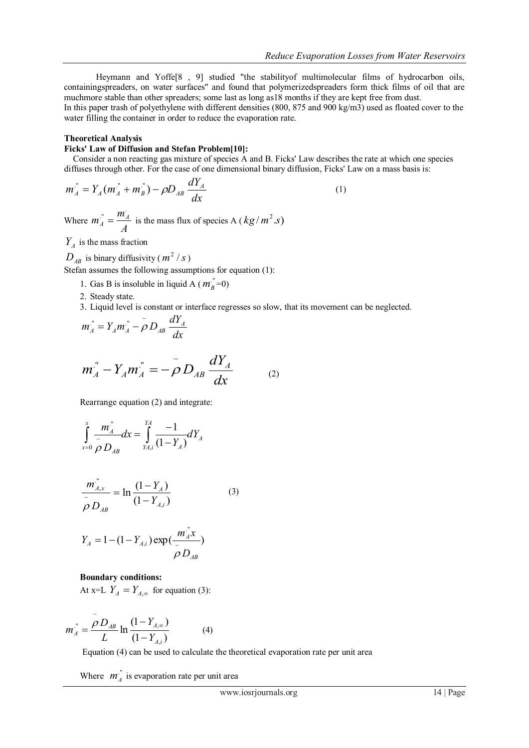Heymann and Yoffe[8 , 9] studied "the stabilityof multimolecular films of hydrocarbon oils, containingspreaders, on water surfaces" and found that polymerizedspreaders form thick films of oil that are muchmore stable than other spreaders; some last as long as18 months if they are kept free from dust.
In this paper trash of polyethylene with different densities (800, 875 and 900 kg/m3) used as floated cover to the water filling the container in order to reduce the evaporation rate.

**Theoretical Analysis**

**Ficks' Law of Diffusion and Stefan Problem[10]:**

Consider a non reacting gas mixture of species A and B. Ficks' Law describes the rate at which one species diffuses through other. For the case of one dimensional binary diffusion, Ficks' Law on a mass basis is:

$$\dot{m}_A'' = Y_A(\dot{m}_A'' + \dot{m}_B'') - \rho D_{AB}\frac{dY_A}{dx} \qquad (1)$$

Where $\dot{m}_A'' = \frac{\dot{m}_A}{A}$ is the mass flux of species A ( $kg/m^2.s$)

$Y_A$ is the mass fraction

$D_{AB}$ is binary diffusivity ( $m^2/s$ )

Stefan assumes the following assumptions for equation (1):

1. Gas B is insoluble in liquid A ( $\dot{m}_B''$=0)
2. Steady state.
3. Liquid level is constant or interface regresses so slow, that its movement can be neglected.

$$\dot{m}_A'' = Y_A\dot{m}_A'' - \bar{\rho} D_{AB}\frac{dY_A}{dx}$$

$$\dot{m}_A'' - Y_A\dot{m}_A'' = -\bar{\rho} D_{AB}\frac{dY_A}{dx} \qquad (2)$$

Rearrange equation (2) and integrate:

$$\int_{x=0}^{x}\frac{\dot{m}_A''}{\bar{\rho} D_{AB}}dx = \int_{YA,i}^{YA}\frac{-1}{(1-Y_A)}dY_A$$

$$\frac{\dot{m}_{A,x}''}{\bar{\rho} D_{AB}} = \ln\frac{(1-Y_A)}{(1-Y_{A,i})} \qquad (3)$$

$$Y_A = 1-(1-Y_{A,i})\exp\left(\frac{\dot{m}_A'' x}{\bar{\rho} D_{AB}}\right)$$

**Boundary conditions:**

At x=L $Y_A = Y_{A,\infty}$ for equation (3):

$$\dot{m}_A'' = \frac{\bar{\rho} D_{AB}}{L}\ln\frac{(1-Y_{A,\infty})}{(1-Y_{A,i})} \qquad (4)$$

Equation (4) can be used to calculate the theoretical evaporation rate per unit area

Where $\dot{m}_A''$ is evaporation rate per unit area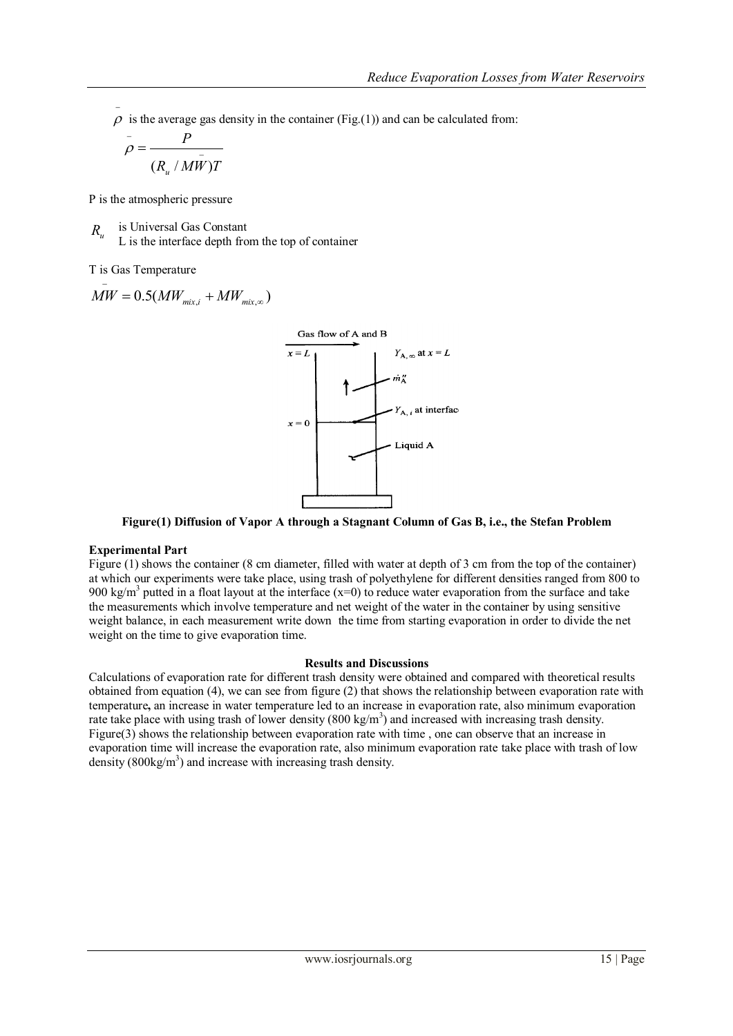$\bar{\rho}$ is the average gas density in the container (Fig.(1)) and can be calculated from:

$$\bar{\rho} = \frac{P}{(R_u / \overline{MW})T}$$

P is the atmospheric pressure

$R_u$ is Universal Gas Constant

L is the interface depth from the top of container

T is Gas Temperature

$$\overline{MW} = 0.5(MW_{mix,i} + MW_{mix,\infty})$$

**Figure(1) Diffusion of Vapor A through a Stagnant Column of Gas B, i.e., the Stefan Problem**

**Experimental Part**

Figure (1) shows the container (8 cm diameter, filled with water at depth of 3 cm from the top of the container) at which our experiments were take place, using trash of polyethylene for different densities ranged from 800 to 900 kg/m$^3$ putted in a float layout at the interface (x=0) to reduce water evaporation from the surface and take the measurements which involve temperature and net weight of the water in the container by using sensitive weight balance, in each measurement write down the time from starting evaporation in order to divide the net weight on the time to give evaporation time.

**Results and Discussions**

Calculations of evaporation rate for different trash density were obtained and compared with theoretical results obtained from equation (4), we can see from figure (2) that shows the relationship between evaporation rate with temperature**,** an increase in water temperature led to an increase in evaporation rate, also minimum evaporation rate take place with using trash of lower density (800 kg/m$^3$) and increased with increasing trash density. Figure(3) shows the relationship between evaporation rate with time , one can observe that an increase in evaporation time will increase the evaporation rate, also minimum evaporation rate take place with trash of low density (800kg/m$^3$) and increase with increasing trash density.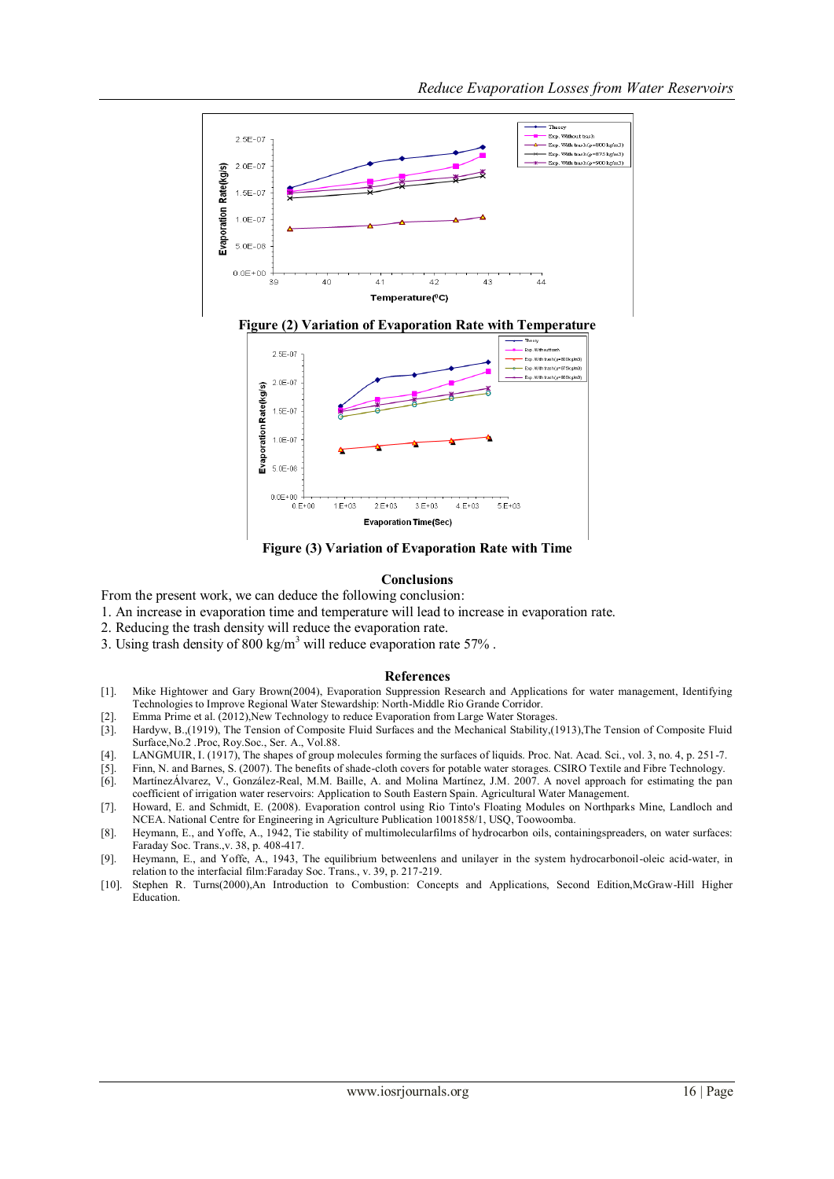2.5E-07

2.0E-07

1.5E-07

1.0E-07

5.0E-08

0.0E+00

39 40 41 42 43 44

Evaporation Rate(kg/s)

Temperature($^0$C)

Theory

Exp. Without trash

Exp. With trash($\rho$=800 kg/m3)

Exp. With trash($\rho$=875 kg/m3)

Exp. With trash($\rho$=900 kg/m3)

**Figure (2) Variation of Evaporation Rate with Temperature**

2.5E-07

2.0E-07

1.5E-07

1.0E-07

5.0E-08

0.0E+00

0.E+00 1.E+03 2.E+03 3.E+03 4.E+03 5.E+03

Evaporation Rate(kg/s)

Evaporation Time(Sec)

Theory

Exp. Without trash

Exp. With trash($\rho$=800kg/m3)

Exp. With trash($\rho$=875kg/m3)

Exp. With trash($\rho$=900kg/m3)

**Figure (3) Variation of Evaporation Rate with Time**

## Conclusions

From the present work, we can deduce the following conclusion:

1. An increase in evaporation time and temperature will lead to increase in evaporation rate.
2. Reducing the trash density will reduce the evaporation rate.
3. Using trash density of 800 kg/m$^3$ will reduce evaporation rate 57% .

## References

[1]. Mike Hightower and Gary Brown(2004), Evaporation Suppression Research and Applications for water management, Identifying Technologies to Improve Regional Water Stewardship: North-Middle Rio Grande Corridor.

[2]. Emma Prime et al. (2012),New Technology to reduce Evaporation from Large Water Storages.

[3]. Hardyw, B.,(1919), The Tension of Composite Fluid Surfaces and the Mechanical Stability,(1913),The Tension of Composite Fluid Surface,No.2 .Proc, Roy.Soc., Ser. A., Vol.88.

[4]. LANGMUIR, I. (1917), The shapes of group molecules forming the surfaces of liquids. Proc. Nat. Acad. Sci., vol. 3, no. 4, p. 251-7.

[5]. Finn, N. and Barnes, S. (2007). The benefits of shade-cloth covers for potable water storages. CSIRO Textile and Fibre Technology.

[6]. MartínezÁlvarez, V., González-Real, M.M. Baille, A. and Molina Martínez, J.M. 2007. A novel approach for estimating the pan coefficient of irrigation water reservoirs: Application to South Eastern Spain. Agricultural Water Management.

[7]. Howard, E. and Schmidt, E. (2008). Evaporation control using Rio Tinto's Floating Modules on Northparks Mine, Landloch and NCEA. National Centre for Engineering in Agriculture Publication 1001858/1, USQ, Toowoomba.

[8]. Heymann, E., and Yoffe, A., 1942, Tie stability of multimolecularfilms of hydrocarbon oils, containingspreaders, on water surfaces: Faraday Soc. Trans.,v. 38, p. 408-417.

[9]. Heymann, E., and Yoffe, A., 1943, The equilibrium betweenlens and unilayer in the system hydrocarbonoil-oleic acid-water, in relation to the interfacial film:Faraday Soc. Trans., v. 39, p. 217-219.

[10]. Stephen R. Turns(2000),An Introduction to Combustion: Concepts and Applications, Second Edition,McGraw-Hill Higher Education.